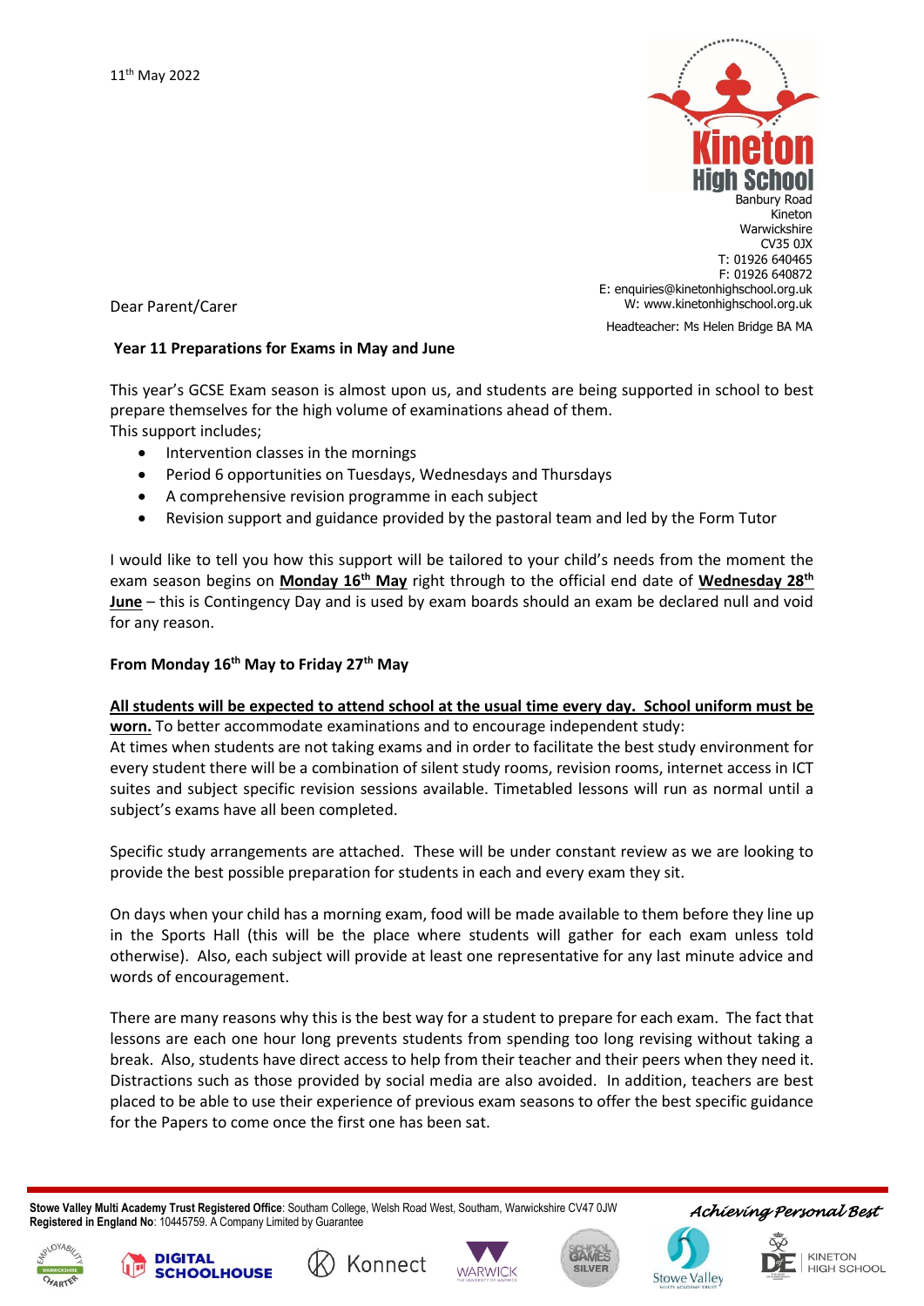11th May 2022

Banbury Road
Kineton
Warwickshire
CV35 0JX
T: 01926 640465
F: 01926 640872
E: enquiries@kinetonhighschool.org.uk
W: www.kinetonhighschool.org.uk

Headteacher: Ms Helen Bridge BA MA

Dear Parent/Carer

**Year 11 Preparations for Exams in May and June**

This year's GCSE Exam season is almost upon us, and students are being supported in school to best prepare themselves for the high volume of examinations ahead of them.
This support includes;

- Intervention classes in the mornings
- Period 6 opportunities on Tuesdays, Wednesdays and Thursdays
- A comprehensive revision programme in each subject
- Revision support and guidance provided by the pastoral team and led by the Form Tutor

I would like to tell you how this support will be tailored to your child's needs from the moment the exam season begins on **Monday 16th May** right through to the official end date of **Wednesday 28th June** – this is Contingency Day and is used by exam boards should an exam be declared null and void for any reason.

**From Monday 16th May to Friday 27th May**

**All students will be expected to attend school at the usual time every day. School uniform must be worn.** To better accommodate examinations and to encourage independent study:
At times when students are not taking exams and in order to facilitate the best study environment for every student there will be a combination of silent study rooms, revision rooms, internet access in ICT suites and subject specific revision sessions available. Timetabled lessons will run as normal until a subject's exams have all been completed.

Specific study arrangements are attached. These will be under constant review as we are looking to provide the best possible preparation for students in each and every exam they sit.

On days when your child has a morning exam, food will be made available to them before they line up in the Sports Hall (this will be the place where students will gather for each exam unless told otherwise). Also, each subject will provide at least one representative for any last minute advice and words of encouragement.

There are many reasons why this is the best way for a student to prepare for each exam. The fact that lessons are each one hour long prevents students from spending too long revising without taking a break. Also, students have direct access to help from their teacher and their peers when they need it. Distractions such as those provided by social media are also avoided. In addition, teachers are best placed to be able to use their experience of previous exam seasons to offer the best specific guidance for the Papers to come once the first one has been sat.

**Stowe Valley Multi Academy Trust Registered Office**: Southam College, Welsh Road West, Southam, Warwickshire CV47 0JW
**Registered in England No**: 10445759. A Company Limited by Guarantee

*Achieving Personal Best*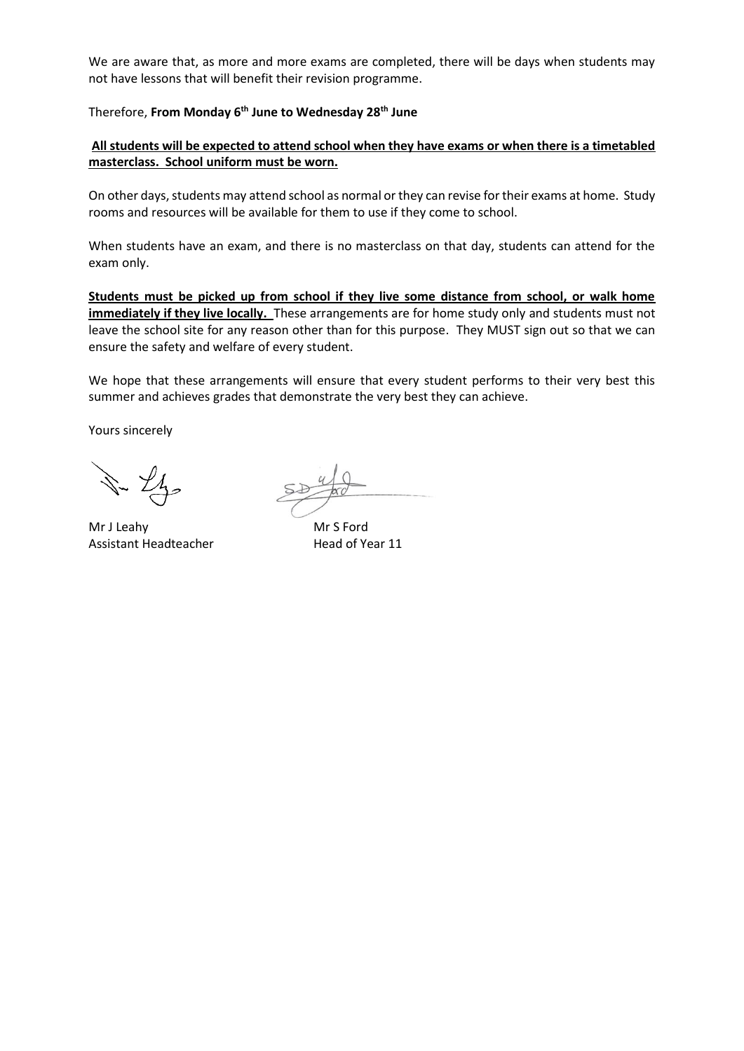We are aware that, as more and more exams are completed, there will be days when students may not have lessons that will benefit their revision programme.

Therefore, **From Monday 6th June to Wednesday 28th June**

**All students will be expected to attend school when they have exams or when there is a timetabled masterclass. School uniform must be worn.**

On other days, students may attend school as normal or they can revise for their exams at home. Study rooms and resources will be available for them to use if they come to school.

When students have an exam, and there is no masterclass on that day, students can attend for the exam only.

**Students must be picked up from school if they live some distance from school, or walk home immediately if they live locally.** These arrangements are for home study only and students must not leave the school site for any reason other than for this purpose. They MUST sign out so that we can ensure the safety and welfare of every student.

We hope that these arrangements will ensure that every student performs to their very best this summer and achieves grades that demonstrate the very best they can achieve.

Yours sincerely

Mr J Leahy
Assistant Headteacher

Mr S Ford
Head of Year 11